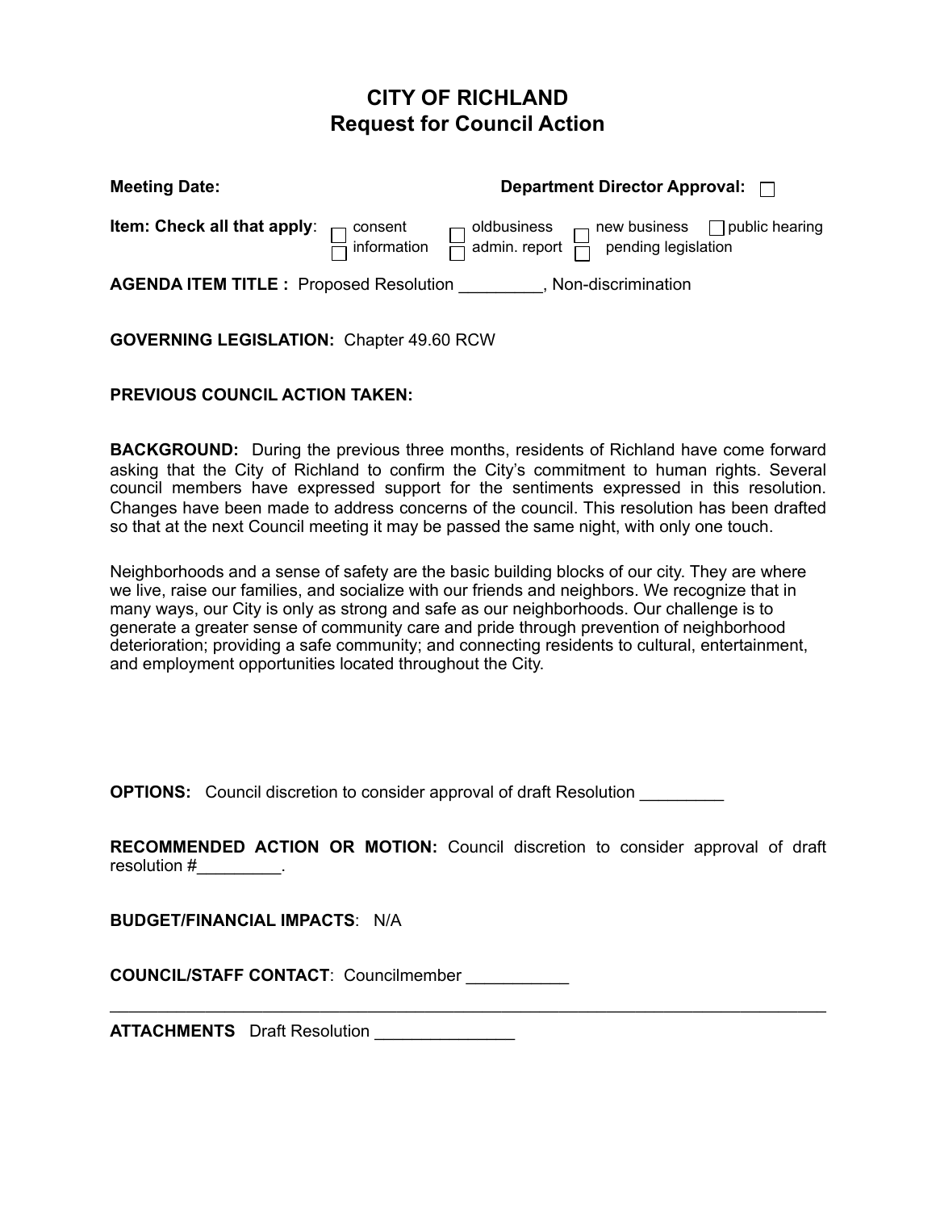# CITY OF RICHLAND
## Request for Council Action

**Meeting Date:** **Department Director Approval:** ☐

**Item: Check all that apply**: ☐ consent ☐ oldbusiness ☐ new business ☐ public hearing ☐ information ☐ admin. report ☐ pending legislation

**AGENDA ITEM TITLE :** Proposed Resolution _________, Non-discrimination

**GOVERNING LEGISLATION:** Chapter 49.60 RCW

**PREVIOUS COUNCIL ACTION TAKEN:**

**BACKGROUND:** During the previous three months, residents of Richland have come forward asking that the City of Richland to confirm the City's commitment to human rights. Several council members have expressed support for the sentiments expressed in this resolution. Changes have been made to address concerns of the council. This resolution has been drafted so that at the next Council meeting it may be passed the same night, with only one touch.

Neighborhoods and a sense of safety are the basic building blocks of our city. They are where we live, raise our families, and socialize with our friends and neighbors. We recognize that in many ways, our City is only as strong and safe as our neighborhoods. Our challenge is to generate a greater sense of community care and pride through prevention of neighborhood deterioration; providing a safe community; and connecting residents to cultural, entertainment, and employment opportunities located throughout the City.

**OPTIONS:** Council discretion to consider approval of draft Resolution _________

**RECOMMENDED ACTION OR MOTION:** Council discretion to consider approval of draft resolution #_________.

**BUDGET/FINANCIAL IMPACTS**: N/A

**COUNCIL/STAFF CONTACT**: Councilmember ___________

---

**ATTACHMENTS** Draft Resolution _______________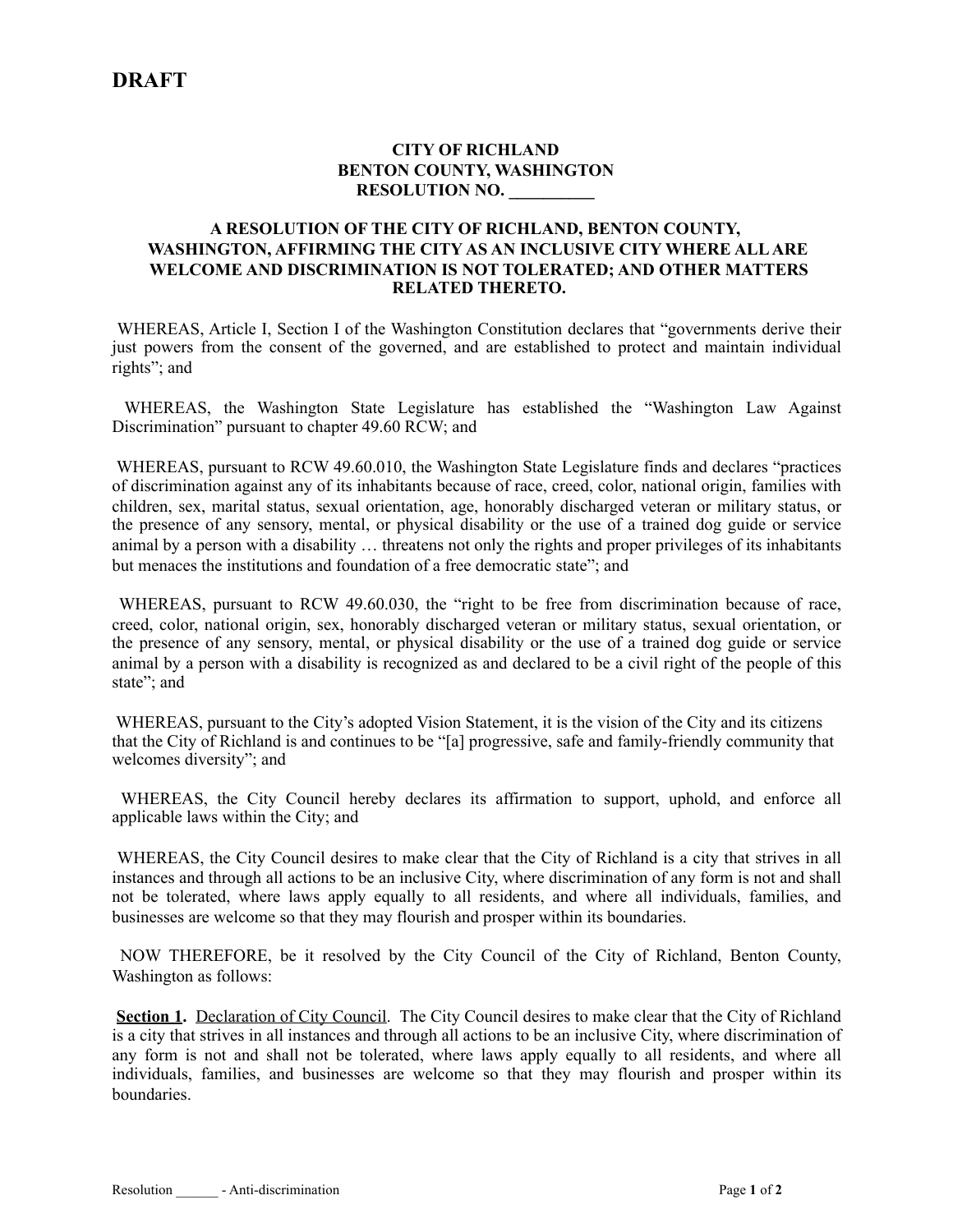**DRAFT**

**CITY OF RICHLAND**
**BENTON COUNTY, WASHINGTON**
**RESOLUTION NO. __________**

**A RESOLUTION OF THE CITY OF RICHLAND, BENTON COUNTY, WASHINGTON, AFFIRMING THE CITY AS AN INCLUSIVE CITY WHERE ALL ARE WELCOME AND DISCRIMINATION IS NOT TOLERATED; AND OTHER MATTERS RELATED THERETO.**

WHEREAS, Article I, Section I of the Washington Constitution declares that "governments derive their just powers from the consent of the governed, and are established to protect and maintain individual rights"; and

WHEREAS, the Washington State Legislature has established the "Washington Law Against Discrimination" pursuant to chapter 49.60 RCW; and

WHEREAS, pursuant to RCW 49.60.010, the Washington State Legislature finds and declares "practices of discrimination against any of its inhabitants because of race, creed, color, national origin, families with children, sex, marital status, sexual orientation, age, honorably discharged veteran or military status, or the presence of any sensory, mental, or physical disability or the use of a trained dog guide or service animal by a person with a disability … threatens not only the rights and proper privileges of its inhabitants but menaces the institutions and foundation of a free democratic state"; and

WHEREAS, pursuant to RCW 49.60.030, the "right to be free from discrimination because of race, creed, color, national origin, sex, honorably discharged veteran or military status, sexual orientation, or the presence of any sensory, mental, or physical disability or the use of a trained dog guide or service animal by a person with a disability is recognized as and declared to be a civil right of the people of this state"; and

WHEREAS, pursuant to the City's adopted Vision Statement, it is the vision of the City and its citizens that the City of Richland is and continues to be "[a] progressive, safe and family-friendly community that welcomes diversity"; and

WHEREAS, the City Council hereby declares its affirmation to support, uphold, and enforce all applicable laws within the City; and

WHEREAS, the City Council desires to make clear that the City of Richland is a city that strives in all instances and through all actions to be an inclusive City, where discrimination of any form is not and shall not be tolerated, where laws apply equally to all residents, and where all individuals, families, and businesses are welcome so that they may flourish and prosper within its boundaries.

NOW THEREFORE, be it resolved by the City Council of the City of Richland, Benton County, Washington as follows:

**Section 1.** Declaration of City Council. The City Council desires to make clear that the City of Richland is a city that strives in all instances and through all actions to be an inclusive City, where discrimination of any form is not and shall not be tolerated, where laws apply equally to all residents, and where all individuals, families, and businesses are welcome so that they may flourish and prosper within its boundaries.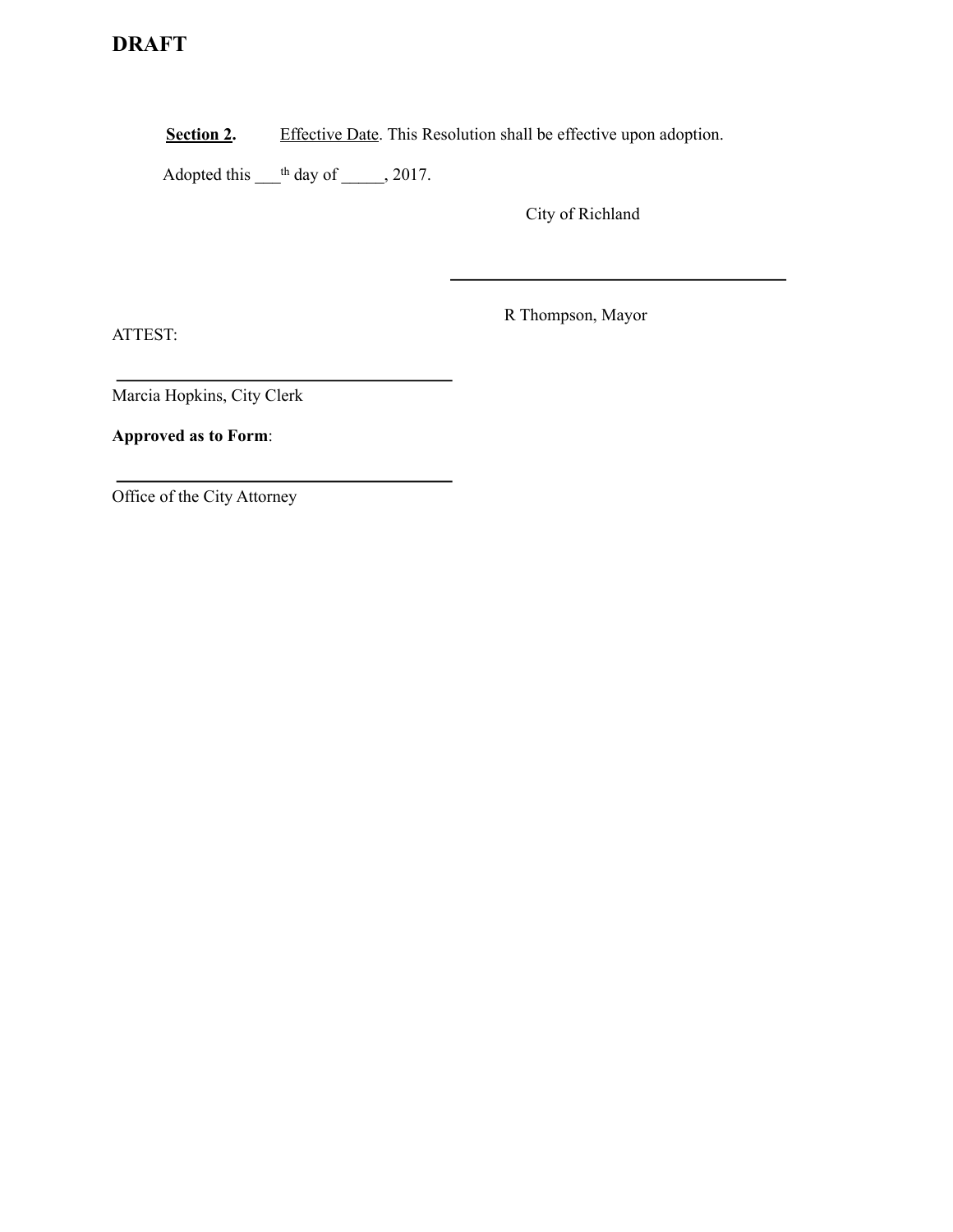**DRAFT**

**Section 2.** Effective Date. This Resolution shall be effective upon adoption.

Adopted this ___th day of _____, 2017.

City of Richland

\_\_\_\_\_\_\_\_\_\_\_\_\_\_\_\_\_\_\_\_\_\_\_\_\_\_\_\_\_\_\_\_\_\_\_\_\_\_\_\_

R Thompson, Mayor

ATTEST:

\_\_\_\_\_\_\_\_\_\_\_\_\_\_\_\_\_\_\_\_\_\_\_\_\_\_\_\_\_\_\_\_\_\_\_\_\_\_\_\_

Marcia Hopkins, City Clerk

**Approved as to Form**:

\_\_\_\_\_\_\_\_\_\_\_\_\_\_\_\_\_\_\_\_\_\_\_\_\_\_\_\_\_\_\_\_\_\_\_\_\_\_\_\_

Office of the City Attorney